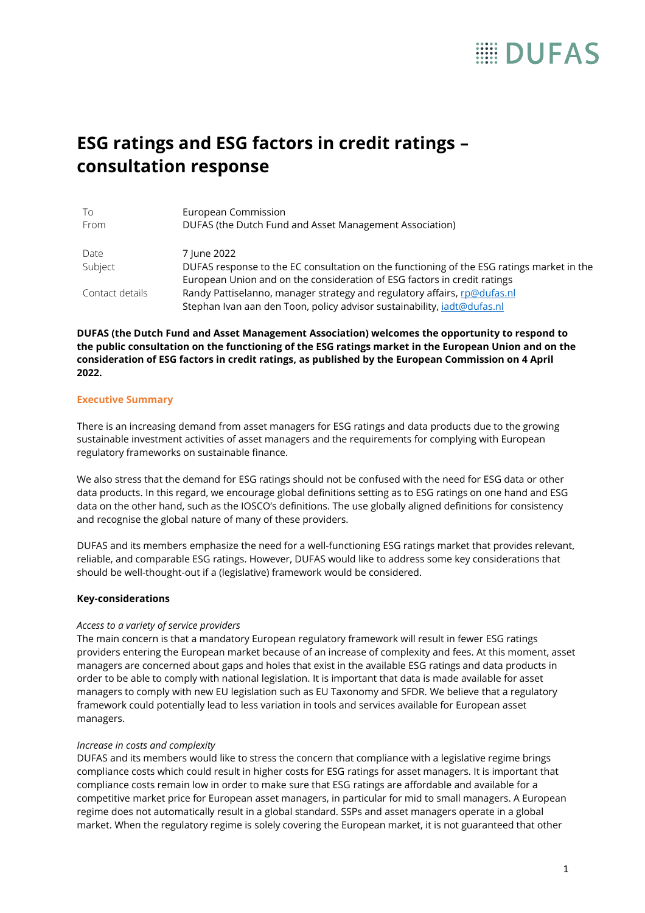# ESG ratings and ESG factors in credit ratings – consultation response

| | |
|---|---|
| To | European Commission |
| From | DUFAS (the Dutch Fund and Asset Management Association) |
| Date | 7 June 2022 |
| Subject | DUFAS response to the EC consultation on the functioning of the ESG ratings market in the European Union and on the consideration of ESG factors in credit ratings |
| Contact details | Randy Pattiselanno, manager strategy and regulatory affairs, rp@dufas.nl<br>Stephan Ivan aan den Toon, policy advisor sustainability, iadt@dufas.nl |

**DUFAS (the Dutch Fund and Asset Management Association) welcomes the opportunity to respond to the public consultation on the functioning of the ESG ratings market in the European Union and on the consideration of ESG factors in credit ratings, as published by the European Commission on 4 April 2022.**

## Executive Summary

There is an increasing demand from asset managers for ESG ratings and data products due to the growing sustainable investment activities of asset managers and the requirements for complying with European regulatory frameworks on sustainable finance.

We also stress that the demand for ESG ratings should not be confused with the need for ESG data or other data products. In this regard, we encourage global definitions setting as to ESG ratings on one hand and ESG data on the other hand, such as the IOSCO's definitions. The use globally aligned definitions for consistency and recognise the global nature of many of these providers.

DUFAS and its members emphasize the need for a well-functioning ESG ratings market that provides relevant, reliable, and comparable ESG ratings. However, DUFAS would like to address some key considerations that should be well-thought-out if a (legislative) framework would be considered.

### Key-considerations

*Access to a variety of service providers*
The main concern is that a mandatory European regulatory framework will result in fewer ESG ratings providers entering the European market because of an increase of complexity and fees. At this moment, asset managers are concerned about gaps and holes that exist in the available ESG ratings and data products in order to be able to comply with national legislation. It is important that data is made available for asset managers to comply with new EU legislation such as EU Taxonomy and SFDR. We believe that a regulatory framework could potentially lead to less variation in tools and services available for European asset managers.

*Increase in costs and complexity*
DUFAS and its members would like to stress the concern that compliance with a legislative regime brings compliance costs which could result in higher costs for ESG ratings for asset managers. It is important that compliance costs remain low in order to make sure that ESG ratings are affordable and available for a competitive market price for European asset managers, in particular for mid to small managers. A European regime does not automatically result in a global standard. SSPs and asset managers operate in a global market. When the regulatory regime is solely covering the European market, it is not guaranteed that other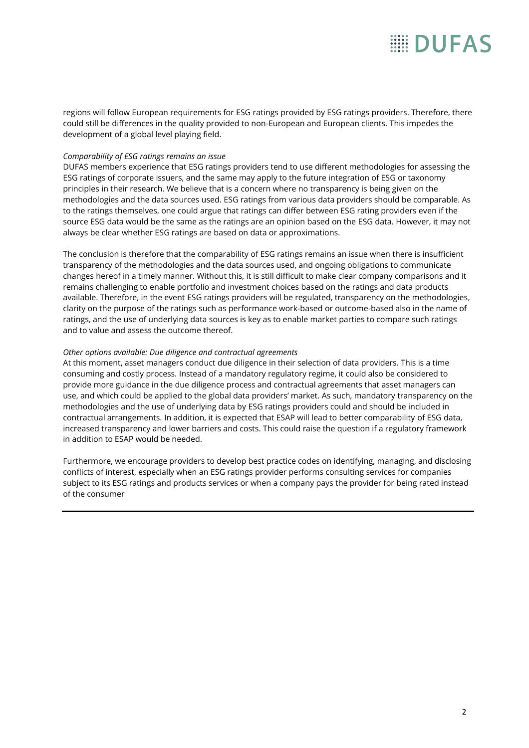regions will follow European requirements for ESG ratings provided by ESG ratings providers. Therefore, there could still be differences in the quality provided to non-European and European clients. This impedes the development of a global level playing field.

*Comparability of ESG ratings remains an issue*

DUFAS members experience that ESG ratings providers tend to use different methodologies for assessing the ESG ratings of corporate issuers, and the same may apply to the future integration of ESG or taxonomy principles in their research. We believe that is a concern where no transparency is being given on the methodologies and the data sources used. ESG ratings from various data providers should be comparable. As to the ratings themselves, one could argue that ratings can differ between ESG rating providers even if the source ESG data would be the same as the ratings are an opinion based on the ESG data. However, it may not always be clear whether ESG ratings are based on data or approximations.

The conclusion is therefore that the comparability of ESG ratings remains an issue when there is insufficient transparency of the methodologies and the data sources used, and ongoing obligations to communicate changes hereof in a timely manner. Without this, it is still difficult to make clear company comparisons and it remains challenging to enable portfolio and investment choices based on the ratings and data products available. Therefore, in the event ESG ratings providers will be regulated, transparency on the methodologies, clarity on the purpose of the ratings such as performance work-based or outcome-based also in the name of ratings, and the use of underlying data sources is key as to enable market parties to compare such ratings and to value and assess the outcome thereof.

*Other options available: Due diligence and contractual agreements*

At this moment, asset managers conduct due diligence in their selection of data providers. This is a time consuming and costly process. Instead of a mandatory regulatory regime, it could also be considered to provide more guidance in the due diligence process and contractual agreements that asset managers can use, and which could be applied to the global data providers' market. As such, mandatory transparency on the methodologies and the use of underlying data by ESG ratings providers could and should be included in contractual arrangements. In addition, it is expected that ESAP will lead to better comparability of ESG data, increased transparency and lower barriers and costs. This could raise the question if a regulatory framework in addition to ESAP would be needed.

Furthermore, we encourage providers to develop best practice codes on identifying, managing, and disclosing conflicts of interest, especially when an ESG ratings provider performs consulting services for companies subject to its ESG ratings and products services or when a company pays the provider for being rated instead of the consumer